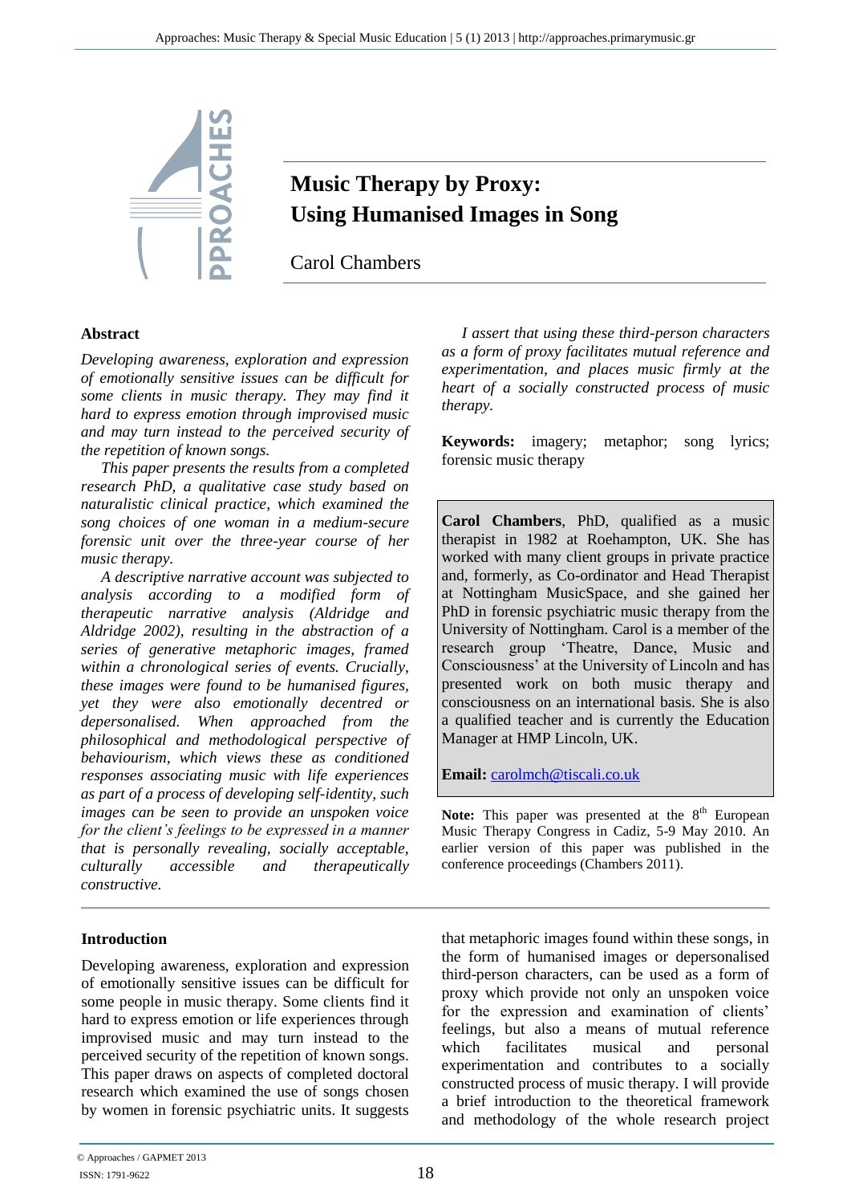# Music Therapy by Proxy: Using Humanised Images in Song

Carol Chambers

## Abstract

*Developing awareness, exploration and expression of emotionally sensitive issues can be difficult for some clients in music therapy. They may find it hard to express emotion through improvised music and may turn instead to the perceived security of the repetition of known songs.*

*This paper presents the results from a completed research PhD, a qualitative case study based on naturalistic clinical practice, which examined the song choices of one woman in a medium-secure forensic unit over the three-year course of her music therapy.*

*A descriptive narrative account was subjected to analysis according to a modified form of therapeutic narrative analysis (Aldridge and Aldridge 2002), resulting in the abstraction of a series of generative metaphoric images, framed within a chronological series of events. Crucially, these images were found to be humanised figures, yet they were also emotionally decentred or depersonalised. When approached from the philosophical and methodological perspective of behaviourism, which views these as conditioned responses associating music with life experiences as part of a process of developing self-identity, such images can be seen to provide an unspoken voice for the client's feelings to be expressed in a manner that is personally revealing, socially acceptable, culturally accessible and therapeutically constructive.*

*I assert that using these third-person characters as a form of proxy facilitates mutual reference and experimentation, and places music firmly at the heart of a socially constructed process of music therapy.*

**Keywords:** imagery; metaphor; song lyrics; forensic music therapy

**Carol Chambers**, PhD, qualified as a music therapist in 1982 at Roehampton, UK. She has worked with many client groups in private practice and, formerly, as Co-ordinator and Head Therapist at Nottingham MusicSpace, and she gained her PhD in forensic psychiatric music therapy from the University of Nottingham. Carol is a member of the research group 'Theatre, Dance, Music and Consciousness' at the University of Lincoln and has presented work on both music therapy and consciousness on an international basis. She is also a qualified teacher and is currently the Education Manager at HMP Lincoln, UK.

**Email:** carolmch@tiscali.co.uk

**Note:** This paper was presented at the 8th European Music Therapy Congress in Cadiz, 5-9 May 2010. An earlier version of this paper was published in the conference proceedings (Chambers 2011).

## Introduction

Developing awareness, exploration and expression of emotionally sensitive issues can be difficult for some people in music therapy. Some clients find it hard to express emotion or life experiences through improvised music and may turn instead to the perceived security of the repetition of known songs. This paper draws on aspects of completed doctoral research which examined the use of songs chosen by women in forensic psychiatric units. It suggests that metaphoric images found within these songs, in the form of humanised images or depersonalised third-person characters, can be used as a form of proxy which provide not only an unspoken voice for the expression and examination of clients' feelings, but also a means of mutual reference which facilitates musical and personal experimentation and contributes to a socially constructed process of music therapy. I will provide a brief introduction to the theoretical framework and methodology of the whole research project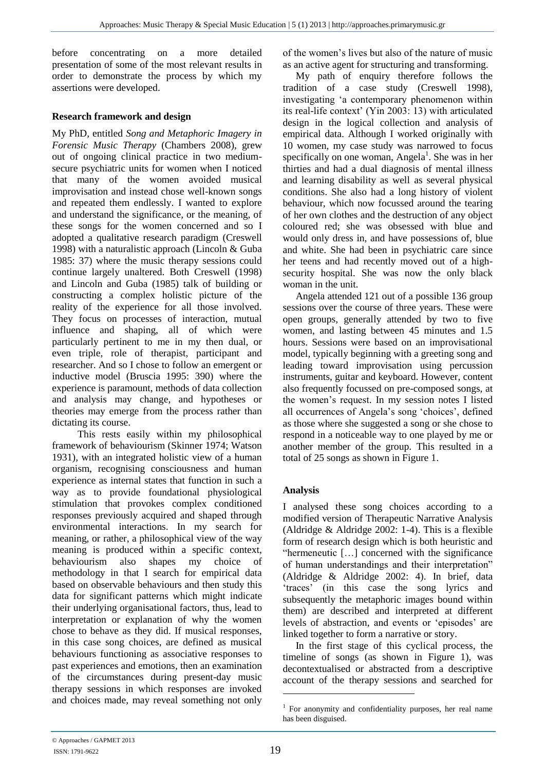before concentrating on a more detailed presentation of some of the most relevant results in order to demonstrate the process by which my assertions were developed.

## Research framework and design

My PhD, entitled *Song and Metaphoric Imagery in Forensic Music Therapy* (Chambers 2008), grew out of ongoing clinical practice in two medium-secure psychiatric units for women when I noticed that many of the women avoided musical improvisation and instead chose well-known songs and repeated them endlessly. I wanted to explore and understand the significance, or the meaning, of these songs for the women concerned and so I adopted a qualitative research paradigm (Creswell 1998) with a naturalistic approach (Lincoln & Guba 1985: 37) where the music therapy sessions could continue largely unaltered. Both Creswell (1998) and Lincoln and Guba (1985) talk of building or constructing a complex holistic picture of the reality of the experience for all those involved. They focus on processes of interaction, mutual influence and shaping, all of which were particularly pertinent to me in my then dual, or even triple, role of therapist, participant and researcher. And so I chose to follow an emergent or inductive model (Bruscia 1995: 390) where the experience is paramount, methods of data collection and analysis may change, and hypotheses or theories may emerge from the process rather than dictating its course.

This rests easily within my philosophical framework of behaviourism (Skinner 1974; Watson 1931), with an integrated holistic view of a human organism, recognising consciousness and human experience as internal states that function in such a way as to provide foundational physiological stimulation that provokes complex conditioned responses previously acquired and shaped through environmental interactions. In my search for meaning, or rather, a philosophical view of the way meaning is produced within a specific context, behaviourism also shapes my choice of methodology in that I search for empirical data based on observable behaviours and then study this data for significant patterns which might indicate their underlying organisational factors, thus, lead to interpretation or explanation of why the women chose to behave as they did. If musical responses, in this case song choices, are defined as musical behaviours functioning as associative responses to past experiences and emotions, then an examination of the circumstances during present-day music therapy sessions in which responses are invoked and choices made, may reveal something not only of the women's lives but also of the nature of music as an active agent for structuring and transforming.

My path of enquiry therefore follows the tradition of a case study (Creswell 1998), investigating 'a contemporary phenomenon within its real-life context' (Yin 2003: 13) with articulated design in the logical collection and analysis of empirical data. Although I worked originally with 10 women, my case study was narrowed to focus specifically on one woman, Angela[1]. She was in her thirties and had a dual diagnosis of mental illness and learning disability as well as several physical conditions. She also had a long history of violent behaviour, which now focussed around the tearing of her own clothes and the destruction of any object coloured red; she was obsessed with blue and would only dress in, and have possessions of, blue and white. She had been in psychiatric care since her teens and had recently moved out of a high-security hospital. She was now the only black woman in the unit.

Angela attended 121 out of a possible 136 group sessions over the course of three years. These were open groups, generally attended by two to five women, and lasting between 45 minutes and 1.5 hours. Sessions were based on an improvisational model, typically beginning with a greeting song and leading toward improvisation using percussion instruments, guitar and keyboard. However, content also frequently focussed on pre-composed songs, at the women's request. In my session notes I listed all occurrences of Angela's song 'choices', defined as those where she suggested a song or she chose to respond in a noticeable way to one played by me or another member of the group. This resulted in a total of 25 songs as shown in Figure 1.

## Analysis

I analysed these song choices according to a modified version of Therapeutic Narrative Analysis (Aldridge & Aldridge 2002: 1-4). This is a flexible form of research design which is both heuristic and "hermeneutic […] concerned with the significance of human understandings and their interpretation" (Aldridge & Aldridge 2002: 4). In brief, data 'traces' (in this case the song lyrics and subsequently the metaphoric images bound within them) are described and interpreted at different levels of abstraction, and events or 'episodes' are linked together to form a narrative or story.

In the first stage of this cyclical process, the timeline of songs (as shown in Figure 1), was decontextualised or abstracted from a descriptive account of the therapy sessions and searched for

[1] For anonymity and confidentiality purposes, her real name has been disguised.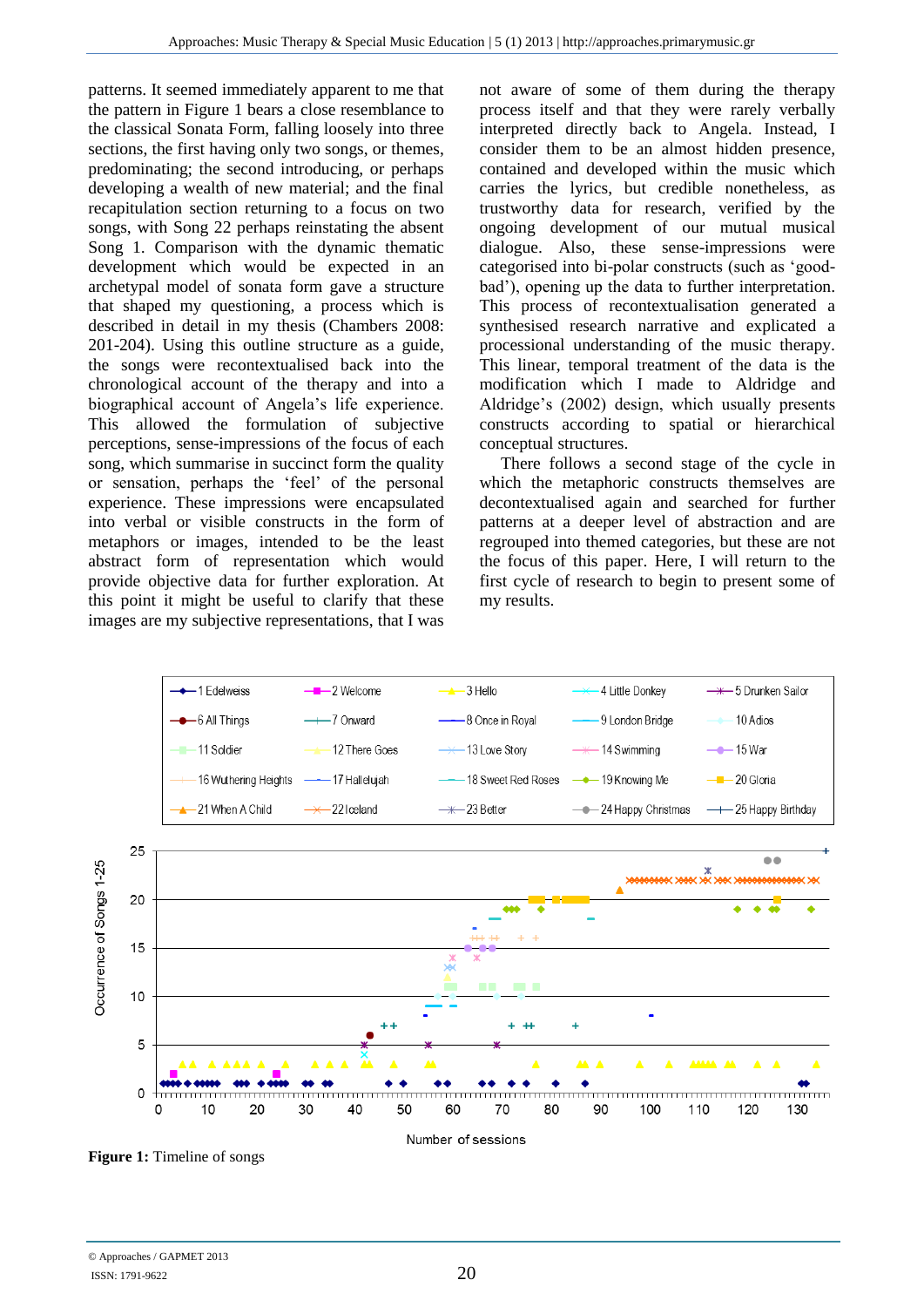patterns. It seemed immediately apparent to me that the pattern in Figure 1 bears a close resemblance to the classical Sonata Form, falling loosely into three sections, the first having only two songs, or themes, predominating; the second introducing, or perhaps developing a wealth of new material; and the final recapitulation section returning to a focus on two songs, with Song 22 perhaps reinstating the absent Song 1. Comparison with the dynamic thematic development which would be expected in an archetypal model of sonata form gave a structure that shaped my questioning, a process which is described in detail in my thesis (Chambers 2008: 201-204). Using this outline structure as a guide, the songs were recontextualised back into the chronological account of the therapy and into a biographical account of Angela's life experience. This allowed the formulation of subjective perceptions, sense-impressions of the focus of each song, which summarise in succinct form the quality or sensation, perhaps the 'feel' of the personal experience. These impressions were encapsulated into verbal or visible constructs in the form of metaphors or images, intended to be the least abstract form of representation which would provide objective data for further exploration. At this point it might be useful to clarify that these images are my subjective representations, that I was not aware of some of them during the therapy process itself and that they were rarely verbally interpreted directly back to Angela. Instead, I consider them to be an almost hidden presence, contained and developed within the music which carries the lyrics, but credible nonetheless, as trustworthy data for research, verified by the ongoing development of our mutual musical dialogue. Also, these sense-impressions were categorised into bi-polar constructs (such as 'good-bad'), opening up the data to further interpretation. This process of recontextualisation generated a synthesised research narrative and explicated a processional understanding of the music therapy. This linear, temporal treatment of the data is the modification which I made to Aldridge and Aldridge's (2002) design, which usually presents constructs according to spatial or hierarchical conceptual structures.

There follows a second stage of the cycle in which the metaphoric constructs themselves are decontextualised again and searched for further patterns at a deeper level of abstraction and are regrouped into themed categories, but these are not the focus of this paper. Here, I will return to the first cycle of research to begin to present some of my results.

**Figure 1:** Timeline of songs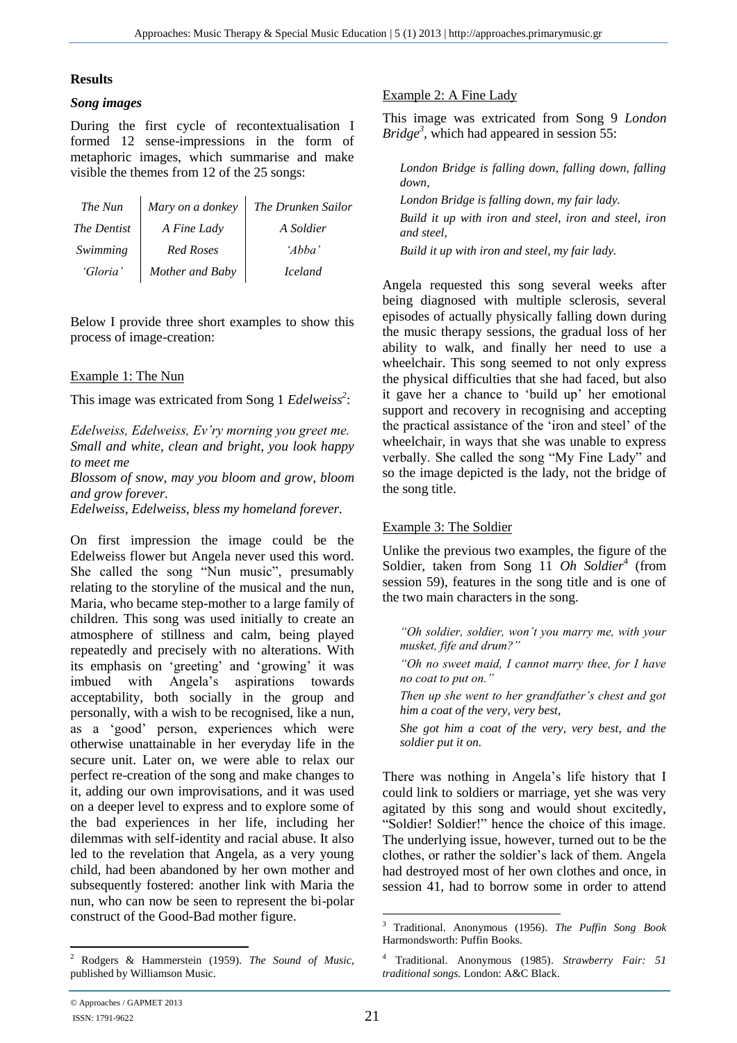## Results

### *Song images*

During the first cycle of recontextualisation I formed 12 sense-impressions in the form of metaphoric images, which summarise and make visible the themes from 12 of the 25 songs:

| | | |
|---|---|---|
| *The Nun* | *Mary on a donkey* | *The Drunken Sailor* |
| *The Dentist* | *A Fine Lady* | *A Soldier* |
| *Swimming* | *Red Roses* | *'Abba'* |
| *'Gloria'* | *Mother and Baby* | *Iceland* |

Below I provide three short examples to show this process of image-creation:

Example 1: The Nun

This image was extricated from Song 1 *Edelweiss*[2]:

*Edelweiss, Edelweiss, Ev'ry morning you greet me.*
*Small and white, clean and bright, you look happy to meet me*
*Blossom of snow, may you bloom and grow, bloom and grow forever.*
*Edelweiss, Edelweiss, bless my homeland forever.*

On first impression the image could be the Edelweiss flower but Angela never used this word. She called the song "Nun music", presumably relating to the storyline of the musical and the nun, Maria, who became step-mother to a large family of children. This song was used initially to create an atmosphere of stillness and calm, being played repeatedly and precisely with no alterations. With its emphasis on 'greeting' and 'growing' it was imbued with Angela's aspirations towards acceptability, both socially in the group and personally, with a wish to be recognised, like a nun, as a 'good' person, experiences which were otherwise unattainable in her everyday life in the secure unit. Later on, we were able to relax our perfect re-creation of the song and make changes to it, adding our own improvisations, and it was used on a deeper level to express and to explore some of the bad experiences in her life, including her dilemmas with self-identity and racial abuse. It also led to the revelation that Angela, as a very young child, had been abandoned by her own mother and subsequently fostered: another link with Maria the nun, who can now be seen to represent the bi-polar construct of the Good-Bad mother figure.

Example 2: A Fine Lady

This image was extricated from Song 9 *London Bridge*[3], which had appeared in session 55:

*London Bridge is falling down, falling down, falling down,*
*London Bridge is falling down, my fair lady.*
*Build it up with iron and steel, iron and steel, iron and steel,*
*Build it up with iron and steel, my fair lady.*

Angela requested this song several weeks after being diagnosed with multiple sclerosis, several episodes of actually physically falling down during the music therapy sessions, the gradual loss of her ability to walk, and finally her need to use a wheelchair. This song seemed to not only express the physical difficulties that she had faced, but also it gave her a chance to 'build up' her emotional support and recovery in recognising and accepting the practical assistance of the 'iron and steel' of the wheelchair, in ways that she was unable to express verbally. She called the song "My Fine Lady" and so the image depicted is the lady, not the bridge of the song title.

Example 3: The Soldier

Unlike the previous two examples, the figure of the Soldier, taken from Song 11 *Oh Soldier*[4] (from session 59), features in the song title and is one of the two main characters in the song.

*"Oh soldier, soldier, won't you marry me, with your musket, fife and drum?"*
*"Oh no sweet maid, I cannot marry thee, for I have no coat to put on."*
*Then up she went to her grandfather's chest and got him a coat of the very, very best,*
*She got him a coat of the very, very best, and the soldier put it on.*

There was nothing in Angela's life history that I could link to soldiers or marriage, yet she was very agitated by this song and would shout excitedly, "Soldier! Soldier!" hence the choice of this image. The underlying issue, however, turned out to be the clothes, or rather the soldier's lack of them. Angela had destroyed most of her own clothes and once, in session 41, had to borrow some in order to attend

---

[2] Rodgers & Hammerstein (1959). *The Sound of Music*, published by Williamson Music.

[3] Traditional. Anonymous (1956). *The Puffin Song Book* Harmondsworth: Puffin Books.

[4] Traditional. Anonymous (1985). *Strawberry Fair: 51 traditional songs.* London: A&C Black.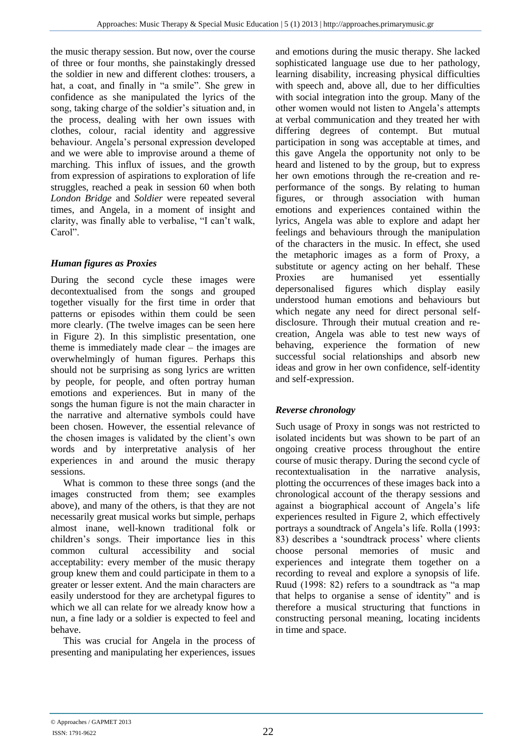the music therapy session. But now, over the course of three or four months, she painstakingly dressed the soldier in new and different clothes: trousers, a hat, a coat, and finally in "a smile". She grew in confidence as she manipulated the lyrics of the song, taking charge of the soldier's situation and, in the process, dealing with her own issues with clothes, colour, racial identity and aggressive behaviour. Angela's personal expression developed and we were able to improvise around a theme of marching. This influx of issues, and the growth from expression of aspirations to exploration of life struggles, reached a peak in session 60 when both *London Bridge* and *Soldier* were repeated several times, and Angela, in a moment of insight and clarity, was finally able to verbalise, "I can't walk, Carol".

### *Human figures as Proxies*

During the second cycle these images were decontextualised from the songs and grouped together visually for the first time in order that patterns or episodes within them could be seen more clearly. (The twelve images can be seen here in Figure 2). In this simplistic presentation, one theme is immediately made clear – the images are overwhelmingly of human figures. Perhaps this should not be surprising as song lyrics are written by people, for people, and often portray human emotions and experiences. But in many of the songs the human figure is not the main character in the narrative and alternative symbols could have been chosen. However, the essential relevance of the chosen images is validated by the client's own words and by interpretative analysis of her experiences in and around the music therapy sessions.

What is common to these three songs (and the images constructed from them; see examples above), and many of the others, is that they are not necessarily great musical works but simple, perhaps almost inane, well-known traditional folk or children's songs. Their importance lies in this common cultural accessibility and social acceptability: every member of the music therapy group knew them and could participate in them to a greater or lesser extent. And the main characters are easily understood for they are archetypal figures to which we all can relate for we already know how a nun, a fine lady or a soldier is expected to feel and behave.

This was crucial for Angela in the process of presenting and manipulating her experiences, issues and emotions during the music therapy. She lacked sophisticated language use due to her pathology, learning disability, increasing physical difficulties with speech and, above all, due to her difficulties with social integration into the group. Many of the other women would not listen to Angela's attempts at verbal communication and they treated her with differing degrees of contempt. But mutual participation in song was acceptable at times, and this gave Angela the opportunity not only to be heard and listened to by the group, but to express her own emotions through the re-creation and re-performance of the songs. By relating to human figures, or through association with human emotions and experiences contained within the lyrics, Angela was able to explore and adapt her feelings and behaviours through the manipulation of the characters in the music. In effect, she used the metaphoric images as a form of Proxy, a substitute or agency acting on her behalf. These Proxies are humanised yet essentially depersonalised figures which display easily understood human emotions and behaviours but which negate any need for direct personal self-disclosure. Through their mutual creation and re-creation, Angela was able to test new ways of behaving, experience the formation of new successful social relationships and absorb new ideas and grow in her own confidence, self-identity and self-expression.

### *Reverse chronology*

Such usage of Proxy in songs was not restricted to isolated incidents but was shown to be part of an ongoing creative process throughout the entire course of music therapy. During the second cycle of recontextualisation in the narrative analysis, plotting the occurrences of these images back into a chronological account of the therapy sessions and against a biographical account of Angela's life experiences resulted in Figure 2, which effectively portrays a soundtrack of Angela's life. Rolla (1993: 83) describes a 'soundtrack process' where clients choose personal memories of music and experiences and integrate them together on a recording to reveal and explore a synopsis of life. Ruud (1998: 82) refers to a soundtrack as "a map that helps to organise a sense of identity" and is therefore a musical structuring that functions in constructing personal meaning, locating incidents in time and space.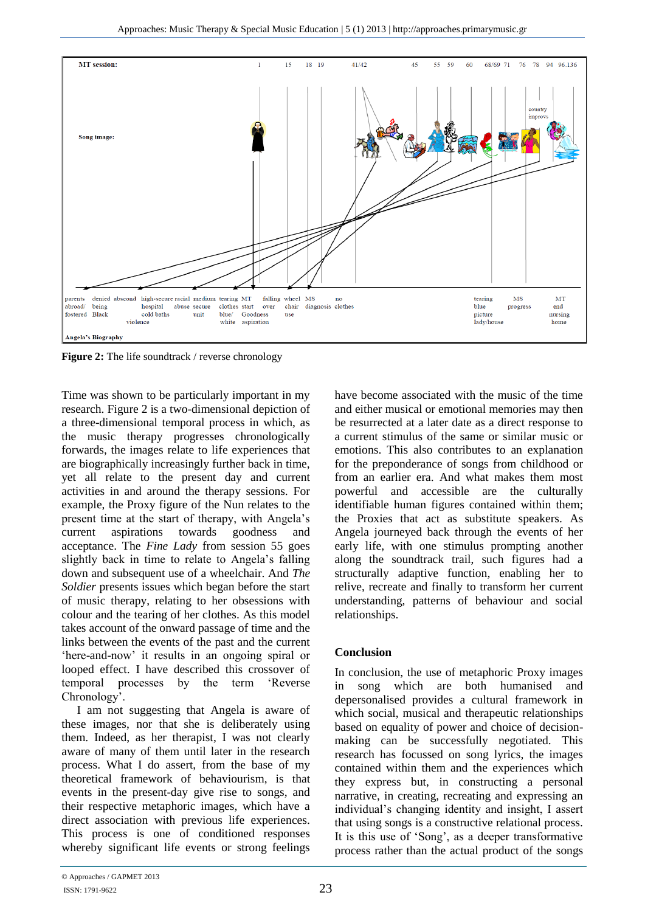**Figure 2:** The life soundtrack / reverse chronology

Time was shown to be particularly important in my research. Figure 2 is a two-dimensional depiction of a three-dimensional temporal process in which, as the music therapy progresses chronologically forwards, the images relate to life experiences that are biographically increasingly further back in time, yet all relate to the present day and current activities in and around the therapy sessions. For example, the Proxy figure of the Nun relates to the present time at the start of therapy, with Angela's current aspirations towards goodness and acceptance. The *Fine Lady* from session 55 goes slightly back in time to relate to Angela's falling down and subsequent use of a wheelchair. And *The Soldier* presents issues which began before the start of music therapy, relating to her obsessions with colour and the tearing of her clothes. As this model takes account of the onward passage of time and the links between the events of the past and the current 'here-and-now' it results in an ongoing spiral or looped effect. I have described this crossover of temporal processes by the term 'Reverse Chronology'.

I am not suggesting that Angela is aware of these images, nor that she is deliberately using them. Indeed, as her therapist, I was not clearly aware of many of them until later in the research process. What I do assert, from the base of my theoretical framework of behaviourism, is that events in the present-day give rise to songs, and their respective metaphoric images, which have a direct association with previous life experiences. This process is one of conditioned responses whereby significant life events or strong feelings have become associated with the music of the time and either musical or emotional memories may then be resurrected at a later date as a direct response to a current stimulus of the same or similar music or emotions. This also contributes to an explanation for the preponderance of songs from childhood or from an earlier era. And what makes them most powerful and accessible are the culturally identifiable human figures contained within them; the Proxies that act as substitute speakers. As Angela journeyed back through the events of her early life, with one stimulus prompting another along the soundtrack trail, such figures had a structurally adaptive function, enabling her to relive, recreate and finally to transform her current understanding, patterns of behaviour and social relationships.

## Conclusion

In conclusion, the use of metaphoric Proxy images in song which are both humanised and depersonalised provides a cultural framework in which social, musical and therapeutic relationships based on equality of power and choice of decision-making can be successfully negotiated. This research has focussed on song lyrics, the images contained within them and the experiences which they express but, in constructing a personal narrative, in creating, recreating and expressing an individual's changing identity and insight, I assert that using songs is a constructive relational process. It is this use of 'Song', as a deeper transformative process rather than the actual product of the songs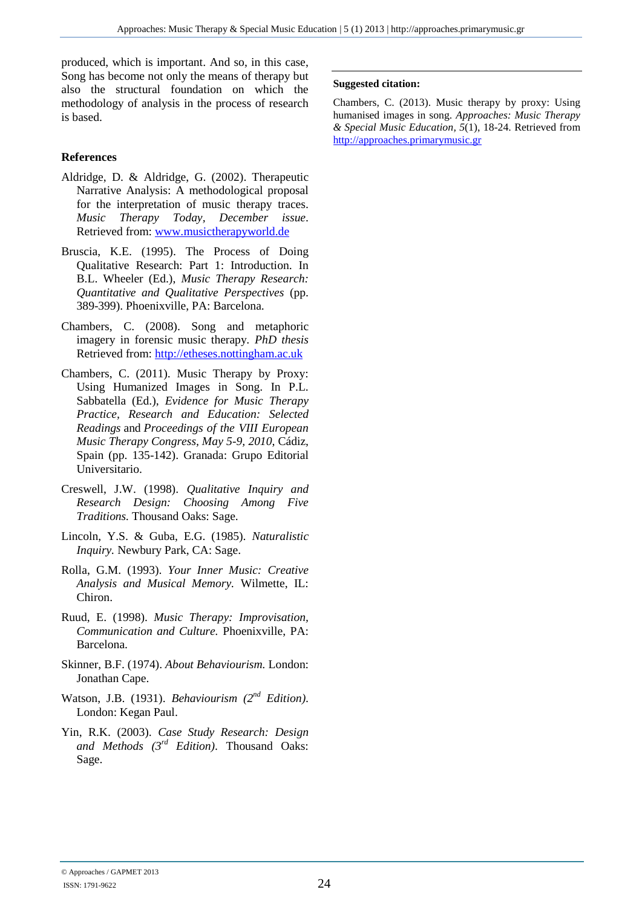produced, which is important. And so, in this case, Song has become not only the means of therapy but also the structural foundation on which the methodology of analysis in the process of research is based.

## References

Aldridge, D. & Aldridge, G. (2002). Therapeutic Narrative Analysis: A methodological proposal for the interpretation of music therapy traces. *Music Therapy Today, December issue*. Retrieved from: [www.musictherapyworld.de](www.musictherapyworld.de)

Bruscia, K.E. (1995). The Process of Doing Qualitative Research: Part 1: Introduction. In B.L. Wheeler (Ed.), *Music Therapy Research: Quantitative and Qualitative Perspectives* (pp. 389-399). Phoenixville, PA: Barcelona.

Chambers, C. (2008). Song and metaphoric imagery in forensic music therapy. *PhD thesis* Retrieved from: [http://etheses.nottingham.ac.uk](http://etheses.nottingham.ac.uk)

Chambers, C. (2011). Music Therapy by Proxy: Using Humanized Images in Song. In P.L. Sabbatella (Ed.), *Evidence for Music Therapy Practice, Research and Education: Selected Readings* and *Proceedings of the VIII European Music Therapy Congress, May 5-9, 2010*, Cádiz, Spain (pp. 135-142). Granada: Grupo Editorial Universitario.

Creswell, J.W. (1998). *Qualitative Inquiry and Research Design: Choosing Among Five Traditions.* Thousand Oaks: Sage.

Lincoln, Y.S. & Guba, E.G. (1985). *Naturalistic Inquiry.* Newbury Park, CA: Sage.

Rolla, G.M. (1993). *Your Inner Music: Creative Analysis and Musical Memory.* Wilmette, IL: Chiron.

Ruud, E. (1998). *Music Therapy: Improvisation, Communication and Culture.* Phoenixville, PA: Barcelona.

Skinner, B.F. (1974). *About Behaviourism.* London: Jonathan Cape.

Watson, J.B. (1931). *Behaviourism (2nd Edition).* London: Kegan Paul.

Yin, R.K. (2003). *Case Study Research: Design and Methods (3rd Edition).* Thousand Oaks: Sage.

**Suggested citation:**

Chambers, C. (2013). Music therapy by proxy: Using humanised images in song. *Approaches: Music Therapy & Special Music Education, 5*(1), 18-24. Retrieved from [http://approaches.primarymusic.gr](http://approaches.primarymusic.gr)